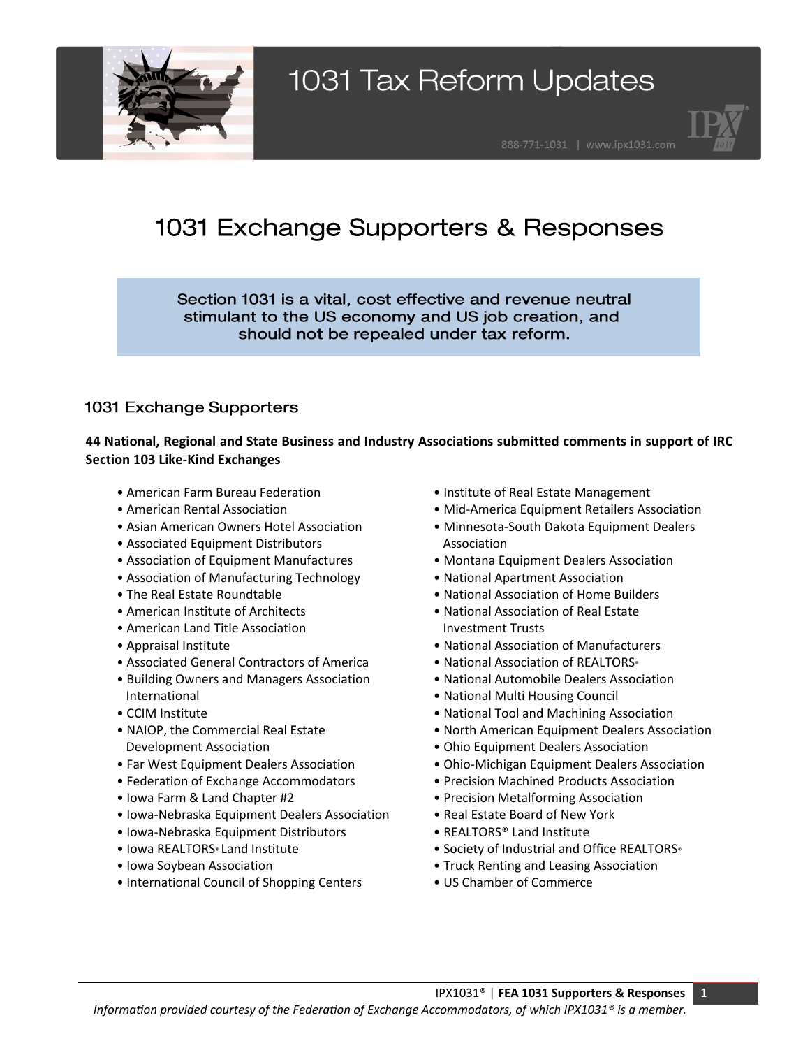# 1031 Tax Reform Updates

888-771-1031 | www.ipx1031.com

## 1031 Exchange Supporters & Responses

**Section 1031 is a vital, cost effective and revenue neutral stimulant to the US economy and US job creation, and should not be repealed under tax reform.**

### 1031 Exchange Supporters

**44 National, Regional and State Business and Industry Associations submitted comments in support of IRC Section 103 Like-Kind Exchanges**

- American Farm Bureau Federation
- American Rental Association
- Asian American Owners Hotel Association
- Associated Equipment Distributors
- Association of Equipment Manufactures
- Association of Manufacturing Technology
- The Real Estate Roundtable
- American Institute of Architects
- American Land Title Association
- Appraisal Institute
- Associated General Contractors of America
- Building Owners and Managers Association International
- CCIM Institute
- NAIOP, the Commercial Real Estate Development Association
- Far West Equipment Dealers Association
- Federation of Exchange Accommodators
- Iowa Farm & Land Chapter #2
- Iowa-Nebraska Equipment Dealers Association
- Iowa-Nebraska Equipment Distributors
- Iowa REALTORS® Land Institute
- Iowa Soybean Association
- International Council of Shopping Centers
- Institute of Real Estate Management
- Mid-America Equipment Retailers Association
- Minnesota-South Dakota Equipment Dealers Association
- Montana Equipment Dealers Association
- National Apartment Association
- National Association of Home Builders
- National Association of Real Estate Investment Trusts
- National Association of Manufacturers
- National Association of REALTORS®
- National Automobile Dealers Association
- National Multi Housing Council
- National Tool and Machining Association
- North American Equipment Dealers Association
- Ohio Equipment Dealers Association
- Ohio-Michigan Equipment Dealers Association
- Precision Machined Products Association
- Precision Metalforming Association
- Real Estate Board of New York
- REALTORS® Land Institute
- Society of Industrial and Office REALTORS®
- Truck Renting and Leasing Association
- US Chamber of Commerce

*Information provided courtesy of the Federation of Exchange Accommodators, of which IPX1031® is a member.*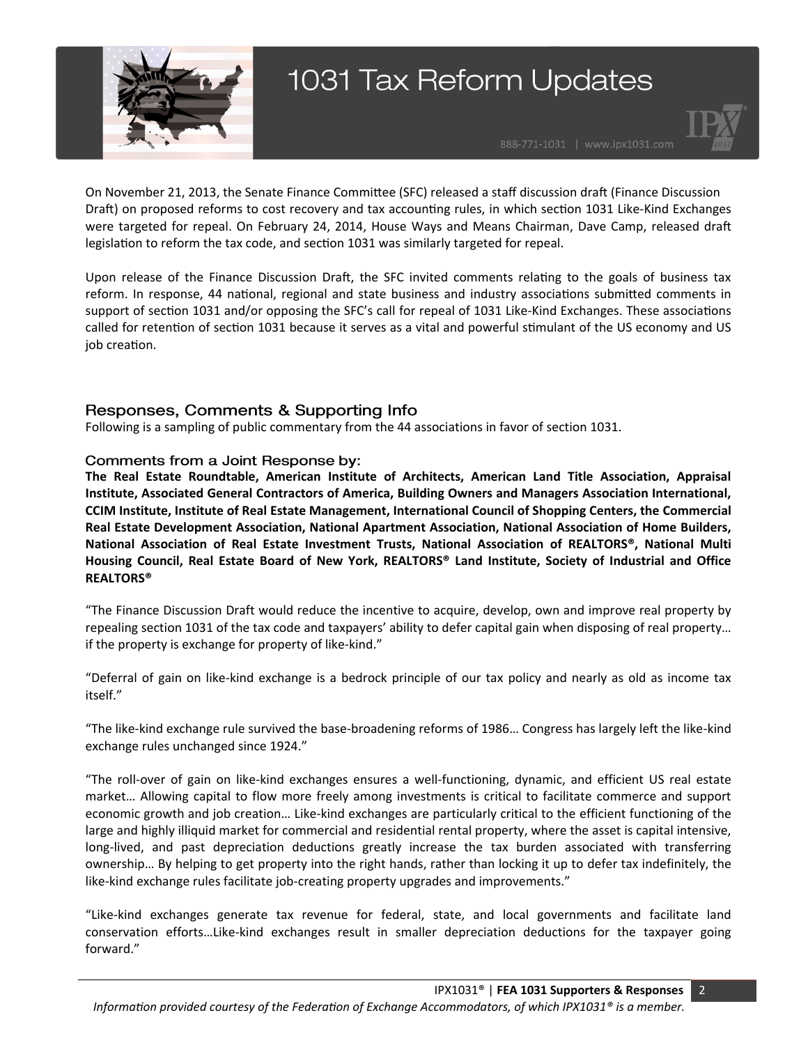On November 21, 2013, the Senate Finance Committee (SFC) released a staff discussion draft (Finance Discussion Draft) on proposed reforms to cost recovery and tax accounting rules, in which section 1031 Like-Kind Exchanges were targeted for repeal. On February 24, 2014, House Ways and Means Chairman, Dave Camp, released draft legislation to reform the tax code, and section 1031 was similarly targeted for repeal.

Upon release of the Finance Discussion Draft, the SFC invited comments relating to the goals of business tax reform. In response, 44 national, regional and state business and industry associations submitted comments in support of section 1031 and/or opposing the SFC's call for repeal of 1031 Like-Kind Exchanges. These associations called for retention of section 1031 because it serves as a vital and powerful stimulant of the US economy and US job creation.

## Responses, Comments & Supporting Info

Following is a sampling of public commentary from the 44 associations in favor of section 1031.

### Comments from a Joint Response by:

**The Real Estate Roundtable, American Institute of Architects, American Land Title Association, Appraisal Institute, Associated General Contractors of America, Building Owners and Managers Association International, CCIM Institute, Institute of Real Estate Management, International Council of Shopping Centers, the Commercial Real Estate Development Association, National Apartment Association, National Association of Home Builders, National Association of Real Estate Investment Trusts, National Association of REALTORS®, National Multi Housing Council, Real Estate Board of New York, REALTORS® Land Institute, Society of Industrial and Office REALTORS®**

"The Finance Discussion Draft would reduce the incentive to acquire, develop, own and improve real property by repealing section 1031 of the tax code and taxpayers' ability to defer capital gain when disposing of real property… if the property is exchange for property of like-kind."

"Deferral of gain on like-kind exchange is a bedrock principle of our tax policy and nearly as old as income tax itself."

"The like-kind exchange rule survived the base-broadening reforms of 1986… Congress has largely left the like-kind exchange rules unchanged since 1924."

"The roll-over of gain on like-kind exchanges ensures a well-functioning, dynamic, and efficient US real estate market… Allowing capital to flow more freely among investments is critical to facilitate commerce and support economic growth and job creation… Like-kind exchanges are particularly critical to the efficient functioning of the large and highly illiquid market for commercial and residential rental property, where the asset is capital intensive, long-lived, and past depreciation deductions greatly increase the tax burden associated with transferring ownership… By helping to get property into the right hands, rather than locking it up to defer tax indefinitely, the like-kind exchange rules facilitate job-creating property upgrades and improvements."

"Like-kind exchanges generate tax revenue for federal, state, and local governments and facilitate land conservation efforts…Like-kind exchanges result in smaller depreciation deductions for the taxpayer going forward."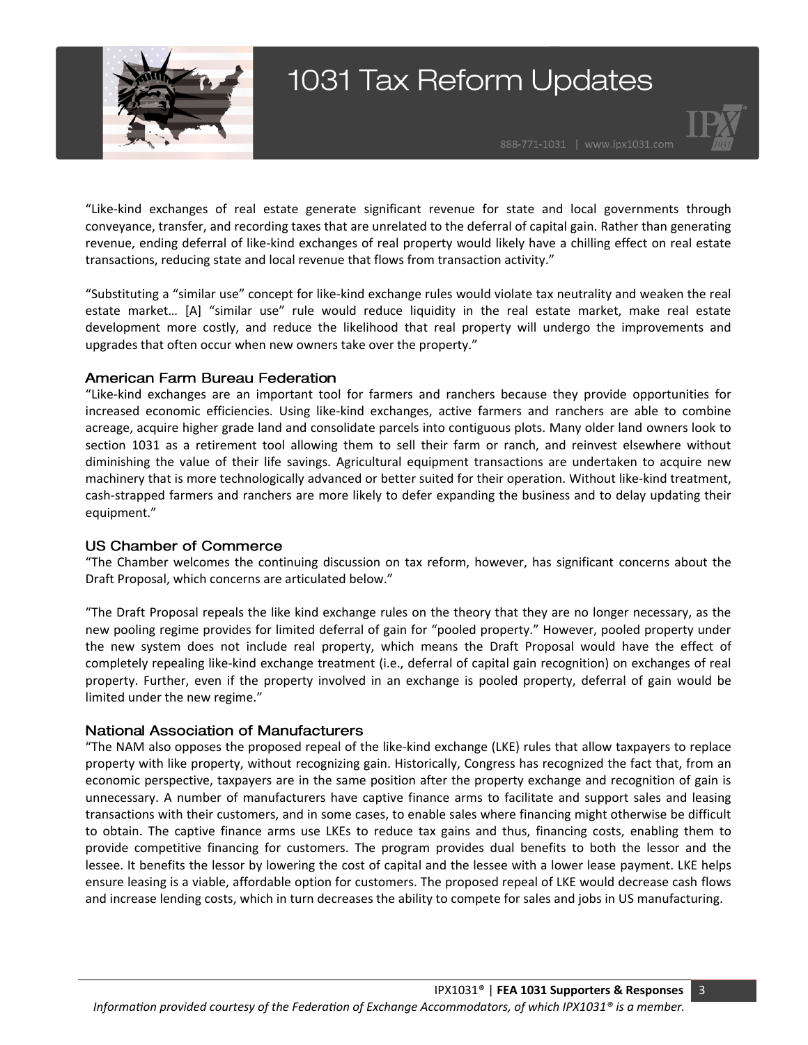"Like-kind exchanges of real estate generate significant revenue for state and local governments through conveyance, transfer, and recording taxes that are unrelated to the deferral of capital gain. Rather than generating revenue, ending deferral of like-kind exchanges of real property would likely have a chilling effect on real estate transactions, reducing state and local revenue that flows from transaction activity."

"Substituting a "similar use" concept for like-kind exchange rules would violate tax neutrality and weaken the real estate market… [A] "similar use" rule would reduce liquidity in the real estate market, make real estate development more costly, and reduce the likelihood that real property will undergo the improvements and upgrades that often occur when new owners take over the property."

### American Farm Bureau Federation

"Like-kind exchanges are an important tool for farmers and ranchers because they provide opportunities for increased economic efficiencies. Using like-kind exchanges, active farmers and ranchers are able to combine acreage, acquire higher grade land and consolidate parcels into contiguous plots. Many older land owners look to section 1031 as a retirement tool allowing them to sell their farm or ranch, and reinvest elsewhere without diminishing the value of their life savings. Agricultural equipment transactions are undertaken to acquire new machinery that is more technologically advanced or better suited for their operation. Without like-kind treatment, cash-strapped farmers and ranchers are more likely to defer expanding the business and to delay updating their equipment."

### US Chamber of Commerce

"The Chamber welcomes the continuing discussion on tax reform, however, has significant concerns about the Draft Proposal, which concerns are articulated below."

"The Draft Proposal repeals the like kind exchange rules on the theory that they are no longer necessary, as the new pooling regime provides for limited deferral of gain for "pooled property." However, pooled property under the new system does not include real property, which means the Draft Proposal would have the effect of completely repealing like-kind exchange treatment (i.e., deferral of capital gain recognition) on exchanges of real property. Further, even if the property involved in an exchange is pooled property, deferral of gain would be limited under the new regime."

### National Association of Manufacturers

"The NAM also opposes the proposed repeal of the like-kind exchange (LKE) rules that allow taxpayers to replace property with like property, without recognizing gain. Historically, Congress has recognized the fact that, from an economic perspective, taxpayers are in the same position after the property exchange and recognition of gain is unnecessary. A number of manufacturers have captive finance arms to facilitate and support sales and leasing transactions with their customers, and in some cases, to enable sales where financing might otherwise be difficult to obtain. The captive finance arms use LKEs to reduce tax gains and thus, financing costs, enabling them to provide competitive financing for customers. The program provides dual benefits to both the lessor and the lessee. It benefits the lessor by lowering the cost of capital and the lessee with a lower lease payment. LKE helps ensure leasing is a viable, affordable option for customers. The proposed repeal of LKE would decrease cash flows and increase lending costs, which in turn decreases the ability to compete for sales and jobs in US manufacturing.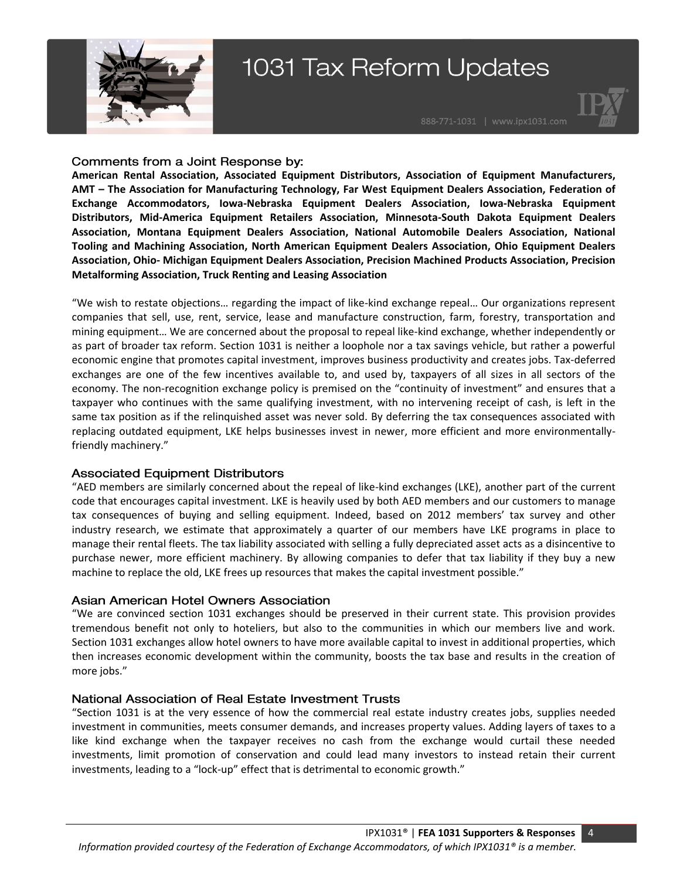## Comments from a Joint Response by:

**American Rental Association, Associated Equipment Distributors, Association of Equipment Manufacturers, AMT – The Association for Manufacturing Technology, Far West Equipment Dealers Association, Federation of Exchange Accommodators, Iowa-Nebraska Equipment Dealers Association, Iowa-Nebraska Equipment Distributors, Mid-America Equipment Retailers Association, Minnesota-South Dakota Equipment Dealers Association, Montana Equipment Dealers Association, National Automobile Dealers Association, National Tooling and Machining Association, North American Equipment Dealers Association, Ohio Equipment Dealers Association, Ohio- Michigan Equipment Dealers Association, Precision Machined Products Association, Precision Metalforming Association, Truck Renting and Leasing Association**

"We wish to restate objections… regarding the impact of like-kind exchange repeal… Our organizations represent companies that sell, use, rent, service, lease and manufacture construction, farm, forestry, transportation and mining equipment… We are concerned about the proposal to repeal like-kind exchange, whether independently or as part of broader tax reform. Section 1031 is neither a loophole nor a tax savings vehicle, but rather a powerful economic engine that promotes capital investment, improves business productivity and creates jobs. Tax-deferred exchanges are one of the few incentives available to, and used by, taxpayers of all sizes in all sectors of the economy. The non-recognition exchange policy is premised on the "continuity of investment" and ensures that a taxpayer who continues with the same qualifying investment, with no intervening receipt of cash, is left in the same tax position as if the relinquished asset was never sold. By deferring the tax consequences associated with replacing outdated equipment, LKE helps businesses invest in newer, more efficient and more environmentally-friendly machinery."

## Associated Equipment Distributors

"AED members are similarly concerned about the repeal of like-kind exchanges (LKE), another part of the current code that encourages capital investment. LKE is heavily used by both AED members and our customers to manage tax consequences of buying and selling equipment. Indeed, based on 2012 members' tax survey and other industry research, we estimate that approximately a quarter of our members have LKE programs in place to manage their rental fleets. The tax liability associated with selling a fully depreciated asset acts as a disincentive to purchase newer, more efficient machinery. By allowing companies to defer that tax liability if they buy a new machine to replace the old, LKE frees up resources that makes the capital investment possible."

## Asian American Hotel Owners Association

"We are convinced section 1031 exchanges should be preserved in their current state. This provision provides tremendous benefit not only to hoteliers, but also to the communities in which our members live and work. Section 1031 exchanges allow hotel owners to have more available capital to invest in additional properties, which then increases economic development within the community, boosts the tax base and results in the creation of more jobs."

## National Association of Real Estate Investment Trusts

"Section 1031 is at the very essence of how the commercial real estate industry creates jobs, supplies needed investment in communities, meets consumer demands, and increases property values. Adding layers of taxes to a like kind exchange when the taxpayer receives no cash from the exchange would curtail these needed investments, limit promotion of conservation and could lead many investors to instead retain their current investments, leading to a "lock-up" effect that is detrimental to economic growth."

*Information provided courtesy of the Federation of Exchange Accommodators, of which IPX1031® is a member.*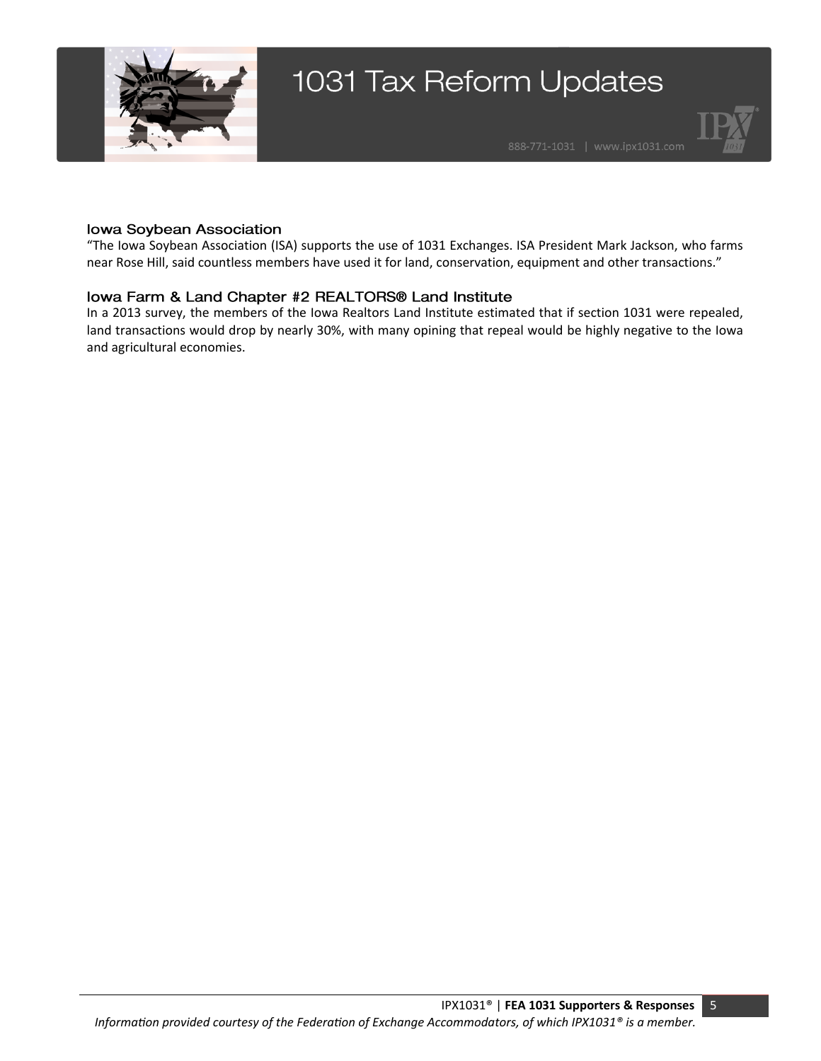### Iowa Soybean Association

"The Iowa Soybean Association (ISA) supports the use of 1031 Exchanges. ISA President Mark Jackson, who farms near Rose Hill, said countless members have used it for land, conservation, equipment and other transactions."

### Iowa Farm & Land Chapter #2 REALTORS® Land Institute

In a 2013 survey, the members of the Iowa Realtors Land Institute estimated that if section 1031 were repealed, land transactions would drop by nearly 30%, with many opining that repeal would be highly negative to the Iowa and agricultural economies.